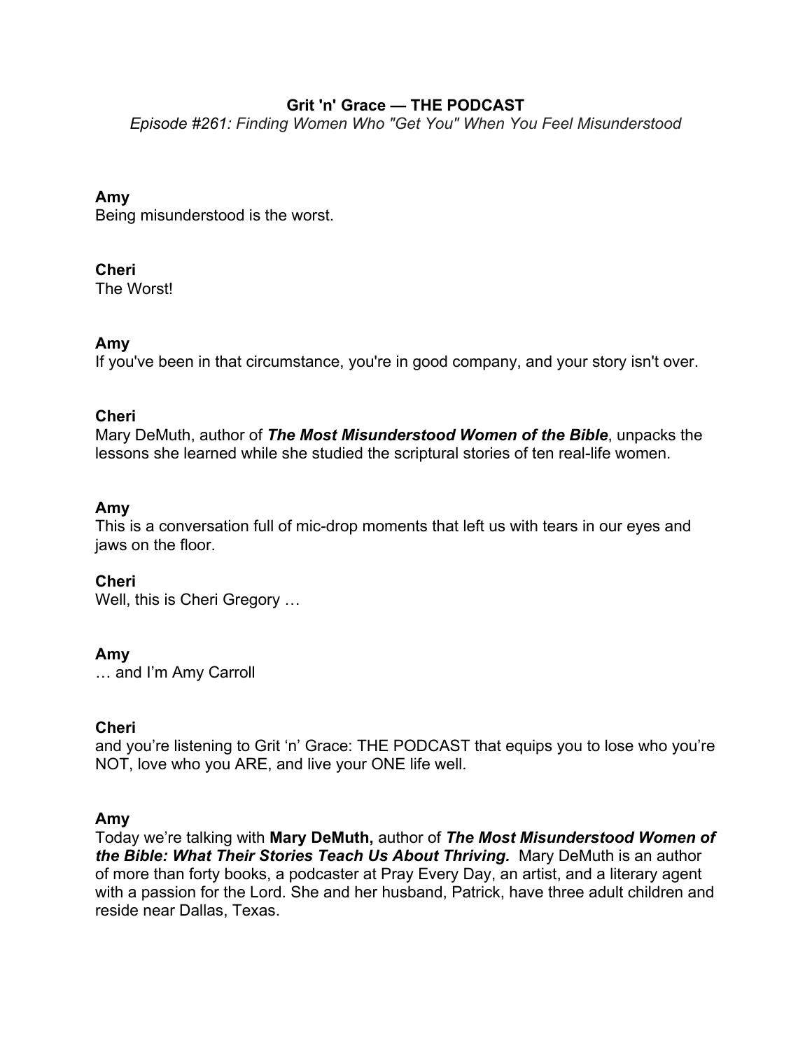**Grit 'n' Grace — THE PODCAST**

*Episode #261: Finding Women Who "Get You" When You Feel Misunderstood*

**Amy**
Being misunderstood is the worst.

**Cheri**
The Worst!

**Amy**
If you've been in that circumstance, you're in good company, and your story isn't over.

**Cheri**
Mary DeMuth, author of ***The Most Misunderstood Women of the Bible***, unpacks the lessons she learned while she studied the scriptural stories of ten real-life women.

**Amy**
This is a conversation full of mic-drop moments that left us with tears in our eyes and jaws on the floor.

**Cheri**
Well, this is Cheri Gregory …

**Amy**
… and I'm Amy Carroll

**Cheri**
and you're listening to Grit 'n' Grace: THE PODCAST that equips you to lose who you're NOT, love who you ARE, and live your ONE life well.

**Amy**
Today we're talking with **Mary DeMuth,** author of ***The Most Misunderstood Women of the Bible: What Their Stories Teach Us About Thriving.*** Mary DeMuth is an author of more than forty books, a podcaster at Pray Every Day, an artist, and a literary agent with a passion for the Lord. She and her husband, Patrick, have three adult children and reside near Dallas, Texas.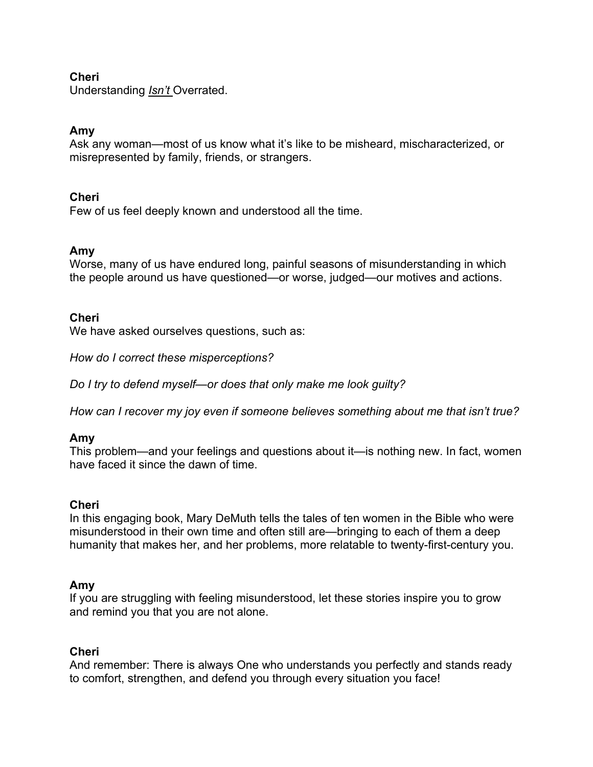**Cheri**
Understanding _Isn't_ Overrated.

**Amy**
Ask any woman—most of us know what it's like to be misheard, mischaracterized, or misrepresented by family, friends, or strangers.

**Cheri**
Few of us feel deeply known and understood all the time.

**Amy**
Worse, many of us have endured long, painful seasons of misunderstanding in which the people around us have questioned—or worse, judged—our motives and actions.

**Cheri**
We have asked ourselves questions, such as:

*How do I correct these misperceptions?*

*Do I try to defend myself—or does that only make me look guilty?*

*How can I recover my joy even if someone believes something about me that isn't true?*

**Amy**
This problem—and your feelings and questions about it—is nothing new. In fact, women have faced it since the dawn of time.

**Cheri**
In this engaging book, Mary DeMuth tells the tales of ten women in the Bible who were misunderstood in their own time and often still are—bringing to each of them a deep humanity that makes her, and her problems, more relatable to twenty-first-century you.

**Amy**
If you are struggling with feeling misunderstood, let these stories inspire you to grow and remind you that you are not alone.

**Cheri**
And remember: There is always One who understands you perfectly and stands ready to comfort, strengthen, and defend you through every situation you face!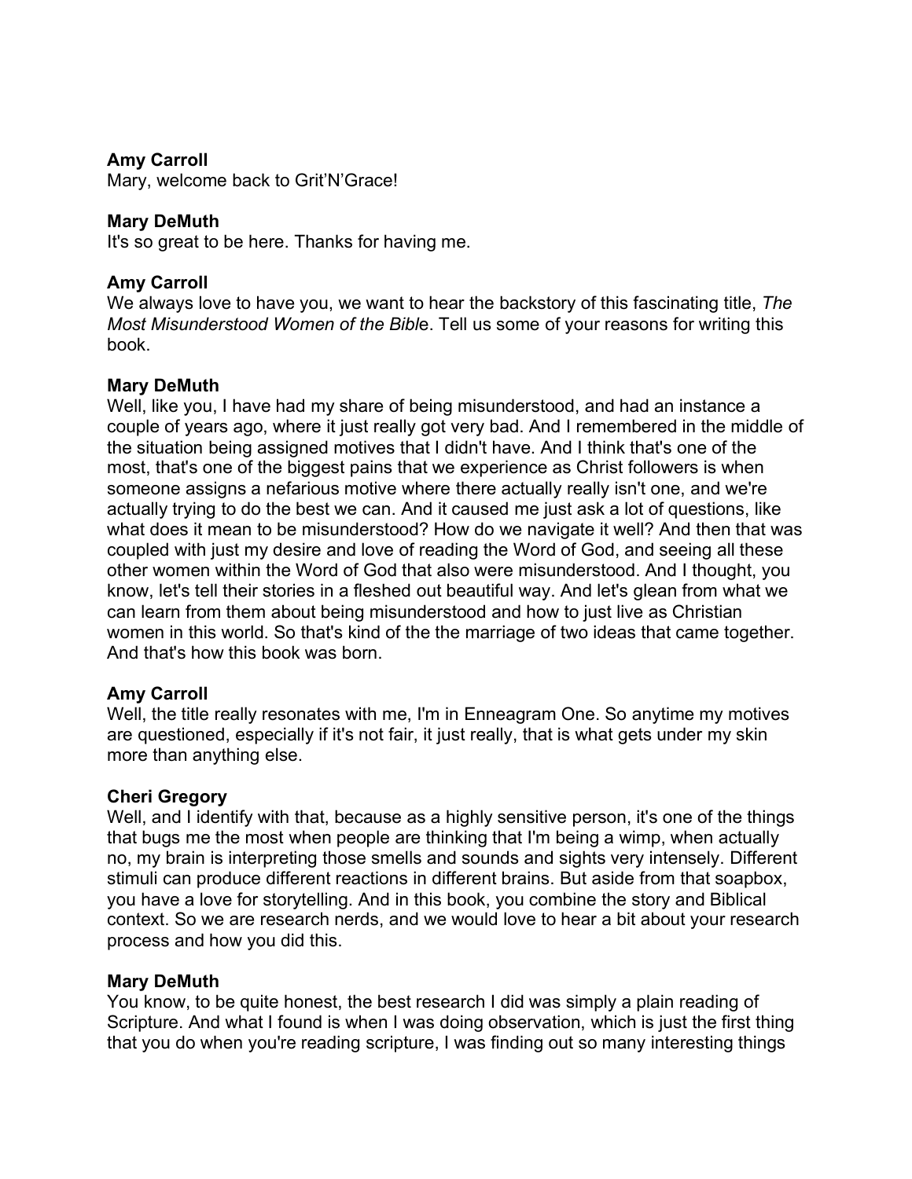**Amy Carroll**
Mary, welcome back to Grit'N'Grace!

**Mary DeMuth**
It's so great to be here. Thanks for having me.

**Amy Carroll**
We always love to have you, we want to hear the backstory of this fascinating title, *The Most Misunderstood Women of the Bibl*e. Tell us some of your reasons for writing this book.

**Mary DeMuth**
Well, like you, I have had my share of being misunderstood, and had an instance a couple of years ago, where it just really got very bad. And I remembered in the middle of the situation being assigned motives that I didn't have. And I think that's one of the most, that's one of the biggest pains that we experience as Christ followers is when someone assigns a nefarious motive where there actually really isn't one, and we're actually trying to do the best we can. And it caused me just ask a lot of questions, like what does it mean to be misunderstood? How do we navigate it well? And then that was coupled with just my desire and love of reading the Word of God, and seeing all these other women within the Word of God that also were misunderstood. And I thought, you know, let's tell their stories in a fleshed out beautiful way. And let's glean from what we can learn from them about being misunderstood and how to just live as Christian women in this world. So that's kind of the the marriage of two ideas that came together. And that's how this book was born.

**Amy Carroll**
Well, the title really resonates with me, I'm in Enneagram One. So anytime my motives are questioned, especially if it's not fair, it just really, that is what gets under my skin more than anything else.

**Cheri Gregory**
Well, and I identify with that, because as a highly sensitive person, it's one of the things that bugs me the most when people are thinking that I'm being a wimp, when actually no, my brain is interpreting those smells and sounds and sights very intensely. Different stimuli can produce different reactions in different brains. But aside from that soapbox, you have a love for storytelling. And in this book, you combine the story and Biblical context. So we are research nerds, and we would love to hear a bit about your research process and how you did this.

**Mary DeMuth**
You know, to be quite honest, the best research I did was simply a plain reading of Scripture. And what I found is when I was doing observation, which is just the first thing that you do when you're reading scripture, I was finding out so many interesting things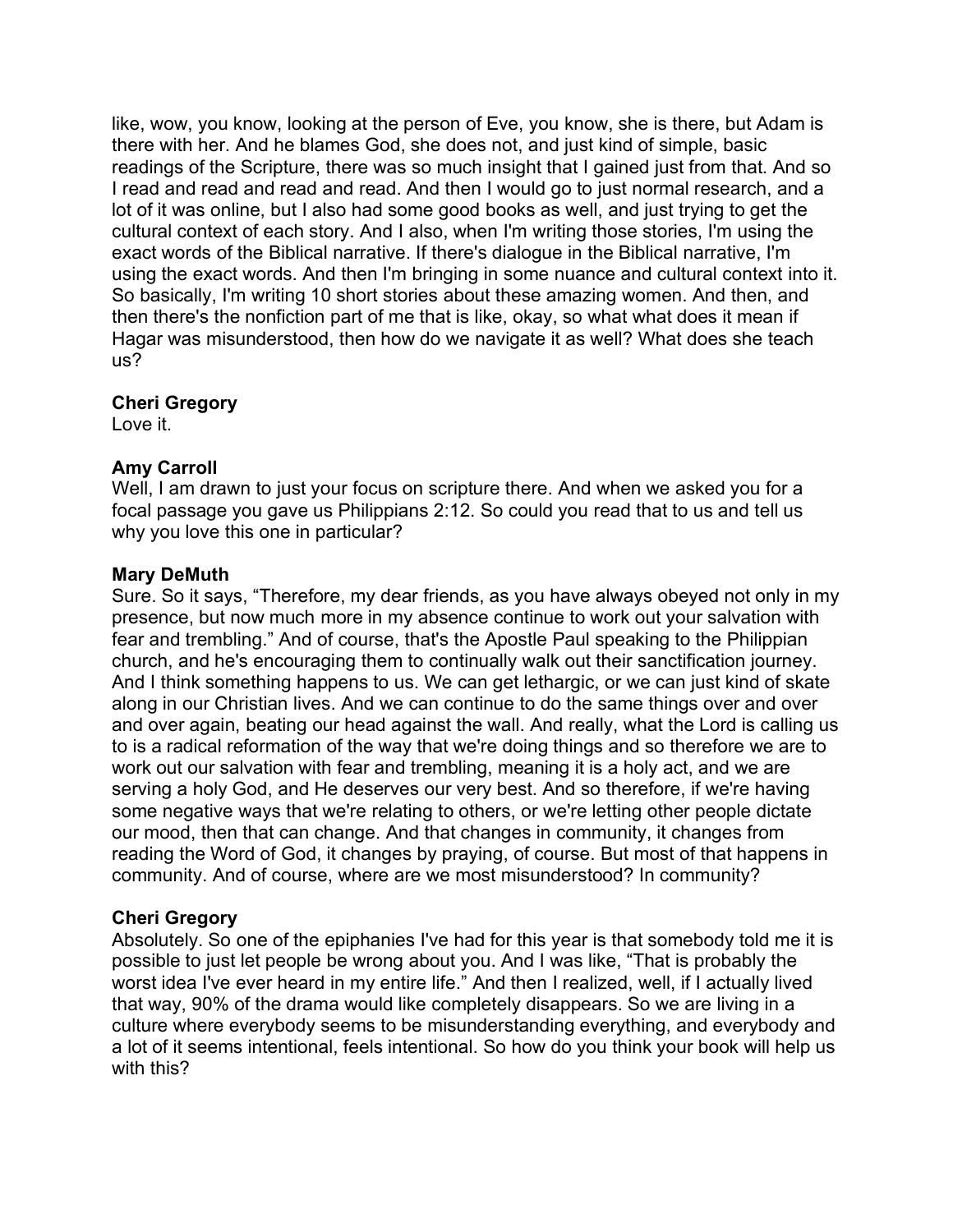like, wow, you know, looking at the person of Eve, you know, she is there, but Adam is there with her. And he blames God, she does not, and just kind of simple, basic readings of the Scripture, there was so much insight that I gained just from that. And so I read and read and read and read. And then I would go to just normal research, and a lot of it was online, but I also had some good books as well, and just trying to get the cultural context of each story. And I also, when I'm writing those stories, I'm using the exact words of the Biblical narrative. If there's dialogue in the Biblical narrative, I'm using the exact words. And then I'm bringing in some nuance and cultural context into it. So basically, I'm writing 10 short stories about these amazing women. And then, and then there's the nonfiction part of me that is like, okay, so what what does it mean if Hagar was misunderstood, then how do we navigate it as well? What does she teach us?

**Cheri Gregory**
Love it.

**Amy Carroll**
Well, I am drawn to just your focus on scripture there. And when we asked you for a focal passage you gave us Philippians 2:12. So could you read that to us and tell us why you love this one in particular?

**Mary DeMuth**
Sure. So it says, "Therefore, my dear friends, as you have always obeyed not only in my presence, but now much more in my absence continue to work out your salvation with fear and trembling." And of course, that's the Apostle Paul speaking to the Philippian church, and he's encouraging them to continually walk out their sanctification journey. And I think something happens to us. We can get lethargic, or we can just kind of skate along in our Christian lives. And we can continue to do the same things over and over and over again, beating our head against the wall. And really, what the Lord is calling us to is a radical reformation of the way that we're doing things and so therefore we are to work out our salvation with fear and trembling, meaning it is a holy act, and we are serving a holy God, and He deserves our very best. And so therefore, if we're having some negative ways that we're relating to others, or we're letting other people dictate our mood, then that can change. And that changes in community, it changes from reading the Word of God, it changes by praying, of course. But most of that happens in community. And of course, where are we most misunderstood? In community?

**Cheri Gregory**
Absolutely. So one of the epiphanies I've had for this year is that somebody told me it is possible to just let people be wrong about you. And I was like, "That is probably the worst idea I've ever heard in my entire life." And then I realized, well, if I actually lived that way, 90% of the drama would like completely disappears. So we are living in a culture where everybody seems to be misunderstanding everything, and everybody and a lot of it seems intentional, feels intentional. So how do you think your book will help us with this?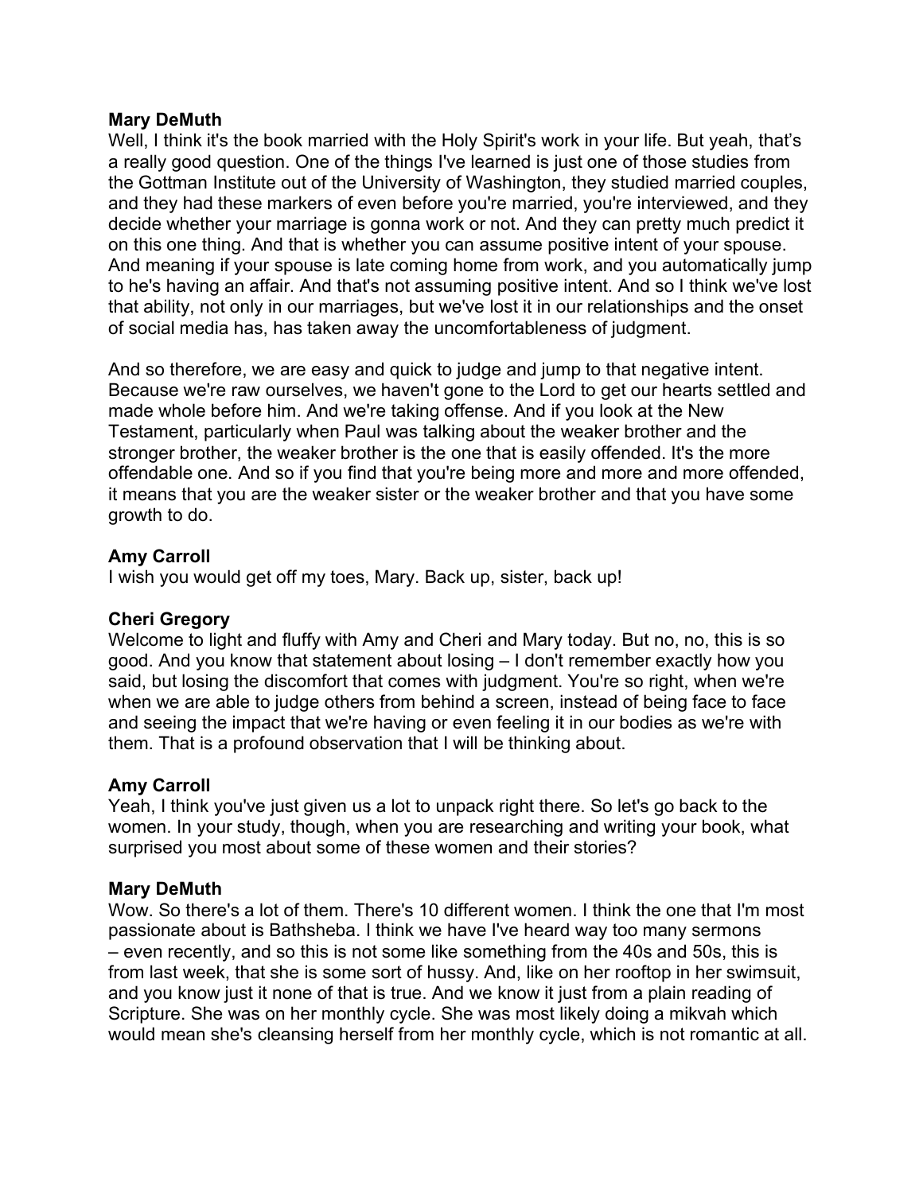**Mary DeMuth**

Well, I think it's the book married with the Holy Spirit's work in your life. But yeah, that's a really good question. One of the things I've learned is just one of those studies from the Gottman Institute out of the University of Washington, they studied married couples, and they had these markers of even before you're married, you're interviewed, and they decide whether your marriage is gonna work or not. And they can pretty much predict it on this one thing. And that is whether you can assume positive intent of your spouse. And meaning if your spouse is late coming home from work, and you automatically jump to he's having an affair. And that's not assuming positive intent. And so I think we've lost that ability, not only in our marriages, but we've lost it in our relationships and the onset of social media has, has taken away the uncomfortableness of judgment.

And so therefore, we are easy and quick to judge and jump to that negative intent. Because we're raw ourselves, we haven't gone to the Lord to get our hearts settled and made whole before him. And we're taking offense. And if you look at the New Testament, particularly when Paul was talking about the weaker brother and the stronger brother, the weaker brother is the one that is easily offended. It's the more offendable one. And so if you find that you're being more and more and more offended, it means that you are the weaker sister or the weaker brother and that you have some growth to do.

**Amy Carroll**

I wish you would get off my toes, Mary. Back up, sister, back up!

**Cheri Gregory**

Welcome to light and fluffy with Amy and Cheri and Mary today. But no, no, this is so good. And you know that statement about losing – I don't remember exactly how you said, but losing the discomfort that comes with judgment. You're so right, when we're when we are able to judge others from behind a screen, instead of being face to face and seeing the impact that we're having or even feeling it in our bodies as we're with them. That is a profound observation that I will be thinking about.

**Amy Carroll**

Yeah, I think you've just given us a lot to unpack right there. So let's go back to the women. In your study, though, when you are researching and writing your book, what surprised you most about some of these women and their stories?

**Mary DeMuth**

Wow. So there's a lot of them. There's 10 different women. I think the one that I'm most passionate about is Bathsheba. I think we have I've heard way too many sermons – even recently, and so this is not some like something from the 40s and 50s, this is from last week, that she is some sort of hussy. And, like on her rooftop in her swimsuit, and you know just it none of that is true. And we know it just from a plain reading of Scripture. She was on her monthly cycle. She was most likely doing a mikvah which would mean she's cleansing herself from her monthly cycle, which is not romantic at all.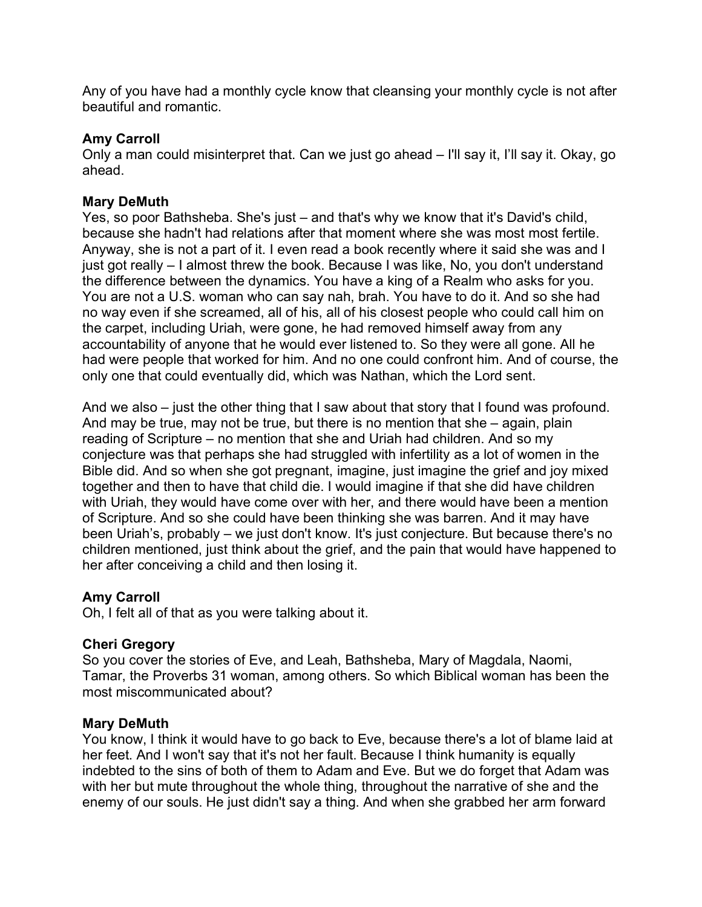Any of you have had a monthly cycle know that cleansing your monthly cycle is not after beautiful and romantic.

**Amy Carroll**
Only a man could misinterpret that. Can we just go ahead – I'll say it, I'll say it. Okay, go ahead.

**Mary DeMuth**
Yes, so poor Bathsheba. She's just – and that's why we know that it's David's child, because she hadn't had relations after that moment where she was most most fertile. Anyway, she is not a part of it. I even read a book recently where it said she was and I just got really – I almost threw the book. Because I was like, No, you don't understand the difference between the dynamics. You have a king of a Realm who asks for you. You are not a U.S. woman who can say nah, brah. You have to do it. And so she had no way even if she screamed, all of his, all of his closest people who could call him on the carpet, including Uriah, were gone, he had removed himself away from any accountability of anyone that he would ever listened to. So they were all gone. All he had were people that worked for him. And no one could confront him. And of course, the only one that could eventually did, which was Nathan, which the Lord sent.

And we also – just the other thing that I saw about that story that I found was profound. And may be true, may not be true, but there is no mention that she – again, plain reading of Scripture – no mention that she and Uriah had children. And so my conjecture was that perhaps she had struggled with infertility as a lot of women in the Bible did. And so when she got pregnant, imagine, just imagine the grief and joy mixed together and then to have that child die. I would imagine if that she did have children with Uriah, they would have come over with her, and there would have been a mention of Scripture. And so she could have been thinking she was barren. And it may have been Uriah's, probably – we just don't know. It's just conjecture. But because there's no children mentioned, just think about the grief, and the pain that would have happened to her after conceiving a child and then losing it.

**Amy Carroll**
Oh, I felt all of that as you were talking about it.

**Cheri Gregory**
So you cover the stories of Eve, and Leah, Bathsheba, Mary of Magdala, Naomi, Tamar, the Proverbs 31 woman, among others. So which Biblical woman has been the most miscommunicated about?

**Mary DeMuth**
You know, I think it would have to go back to Eve, because there's a lot of blame laid at her feet. And I won't say that it's not her fault. Because I think humanity is equally indebted to the sins of both of them to Adam and Eve. But we do forget that Adam was with her but mute throughout the whole thing, throughout the narrative of she and the enemy of our souls. He just didn't say a thing. And when she grabbed her arm forward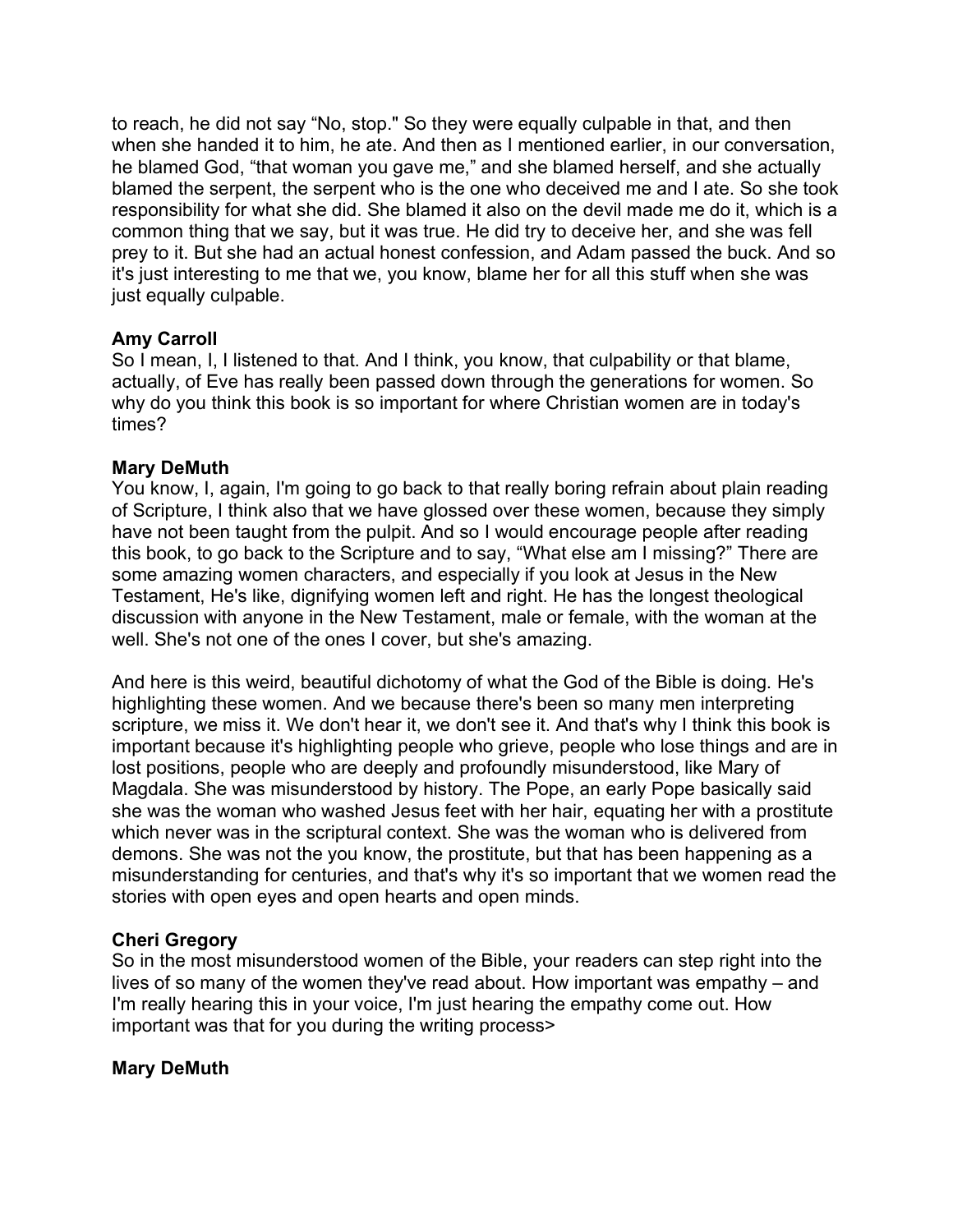to reach, he did not say “No, stop." So they were equally culpable in that, and then when she handed it to him, he ate. And then as I mentioned earlier, in our conversation, he blamed God, “that woman you gave me,” and she blamed herself, and she actually blamed the serpent, the serpent who is the one who deceived me and I ate. So she took responsibility for what she did. She blamed it also on the devil made me do it, which is a common thing that we say, but it was true. He did try to deceive her, and she was fell prey to it. But she had an actual honest confession, and Adam passed the buck. And so it's just interesting to me that we, you know, blame her for all this stuff when she was just equally culpable.

**Amy Carroll**
So I mean, I, I listened to that. And I think, you know, that culpability or that blame, actually, of Eve has really been passed down through the generations for women. So why do you think this book is so important for where Christian women are in today's times?

**Mary DeMuth**
You know, I, again, I'm going to go back to that really boring refrain about plain reading of Scripture, I think also that we have glossed over these women, because they simply have not been taught from the pulpit. And so I would encourage people after reading this book, to go back to the Scripture and to say, “What else am I missing?” There are some amazing women characters, and especially if you look at Jesus in the New Testament, He's like, dignifying women left and right. He has the longest theological discussion with anyone in the New Testament, male or female, with the woman at the well. She's not one of the ones I cover, but she's amazing.

And here is this weird, beautiful dichotomy of what the God of the Bible is doing. He's highlighting these women. And we because there's been so many men interpreting scripture, we miss it. We don't hear it, we don't see it. And that's why I think this book is important because it's highlighting people who grieve, people who lose things and are in lost positions, people who are deeply and profoundly misunderstood, like Mary of Magdala. She was misunderstood by history. The Pope, an early Pope basically said she was the woman who washed Jesus feet with her hair, equating her with a prostitute which never was in the scriptural context. She was the woman who is delivered from demons. She was not the you know, the prostitute, but that has been happening as a misunderstanding for centuries, and that's why it's so important that we women read the stories with open eyes and open hearts and open minds.

**Cheri Gregory**
So in the most misunderstood women of the Bible, your readers can step right into the lives of so many of the women they've read about. How important was empathy – and I'm really hearing this in your voice, I'm just hearing the empathy come out. How important was that for you during the writing process>

**Mary DeMuth**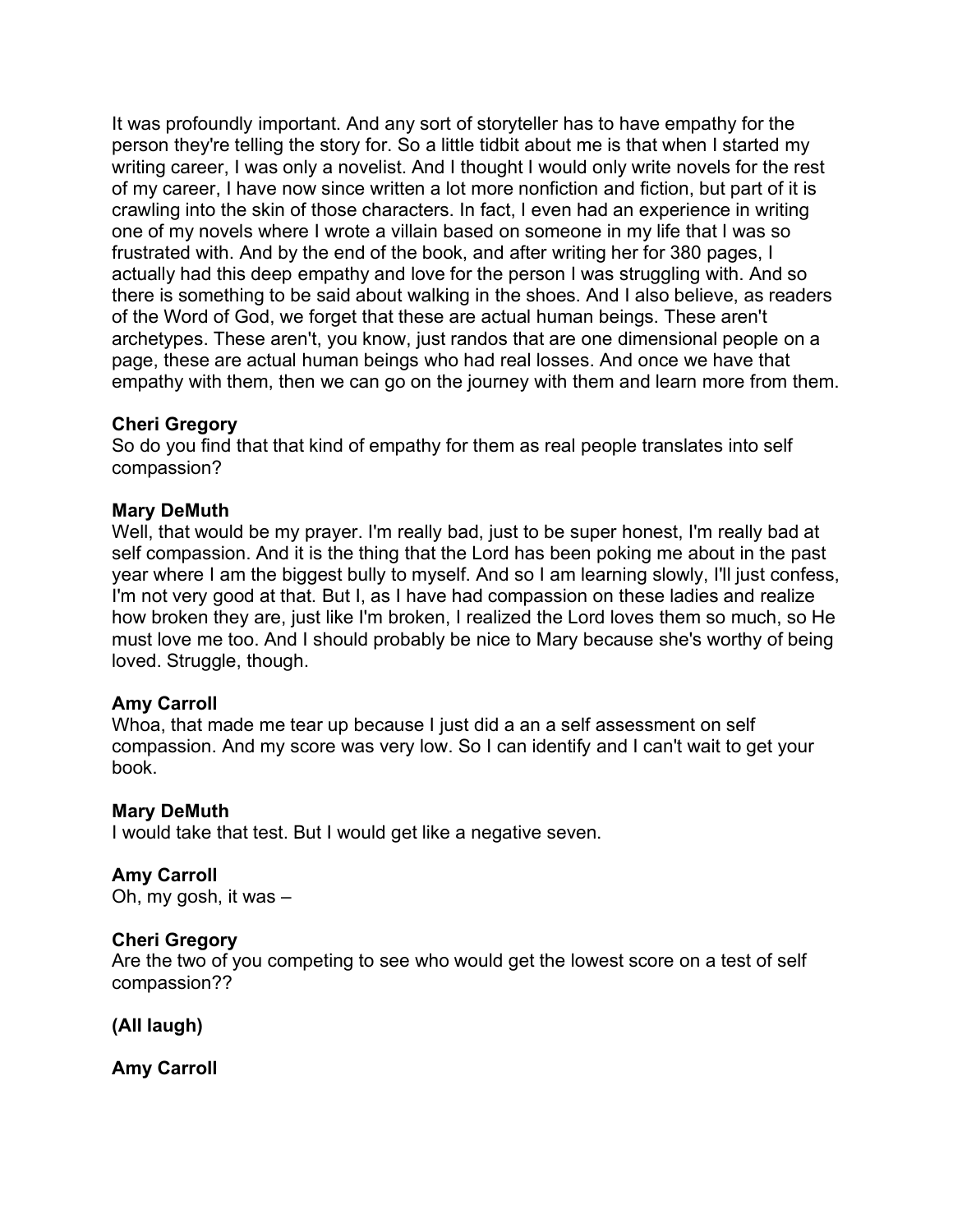It was profoundly important. And any sort of storyteller has to have empathy for the person they're telling the story for. So a little tidbit about me is that when I started my writing career, I was only a novelist. And I thought I would only write novels for the rest of my career, I have now since written a lot more nonfiction and fiction, but part of it is crawling into the skin of those characters. In fact, I even had an experience in writing one of my novels where I wrote a villain based on someone in my life that I was so frustrated with. And by the end of the book, and after writing her for 380 pages, I actually had this deep empathy and love for the person I was struggling with. And so there is something to be said about walking in the shoes. And I also believe, as readers of the Word of God, we forget that these are actual human beings. These aren't archetypes. These aren't, you know, just randos that are one dimensional people on a page, these are actual human beings who had real losses. And once we have that empathy with them, then we can go on the journey with them and learn more from them.

**Cheri Gregory**
So do you find that that kind of empathy for them as real people translates into self compassion?

**Mary DeMuth**
Well, that would be my prayer. I'm really bad, just to be super honest, I'm really bad at self compassion. And it is the thing that the Lord has been poking me about in the past year where I am the biggest bully to myself. And so I am learning slowly, I'll just confess, I'm not very good at that. But I, as I have had compassion on these ladies and realize how broken they are, just like I'm broken, I realized the Lord loves them so much, so He must love me too. And I should probably be nice to Mary because she's worthy of being loved. Struggle, though.

**Amy Carroll**
Whoa, that made me tear up because I just did a an a self assessment on self compassion. And my score was very low. So I can identify and I can't wait to get your book.

**Mary DeMuth**
I would take that test. But I would get like a negative seven.

**Amy Carroll**
Oh, my gosh, it was –

**Cheri Gregory**
Are the two of you competing to see who would get the lowest score on a test of self compassion??

**(All laugh)**

**Amy Carroll**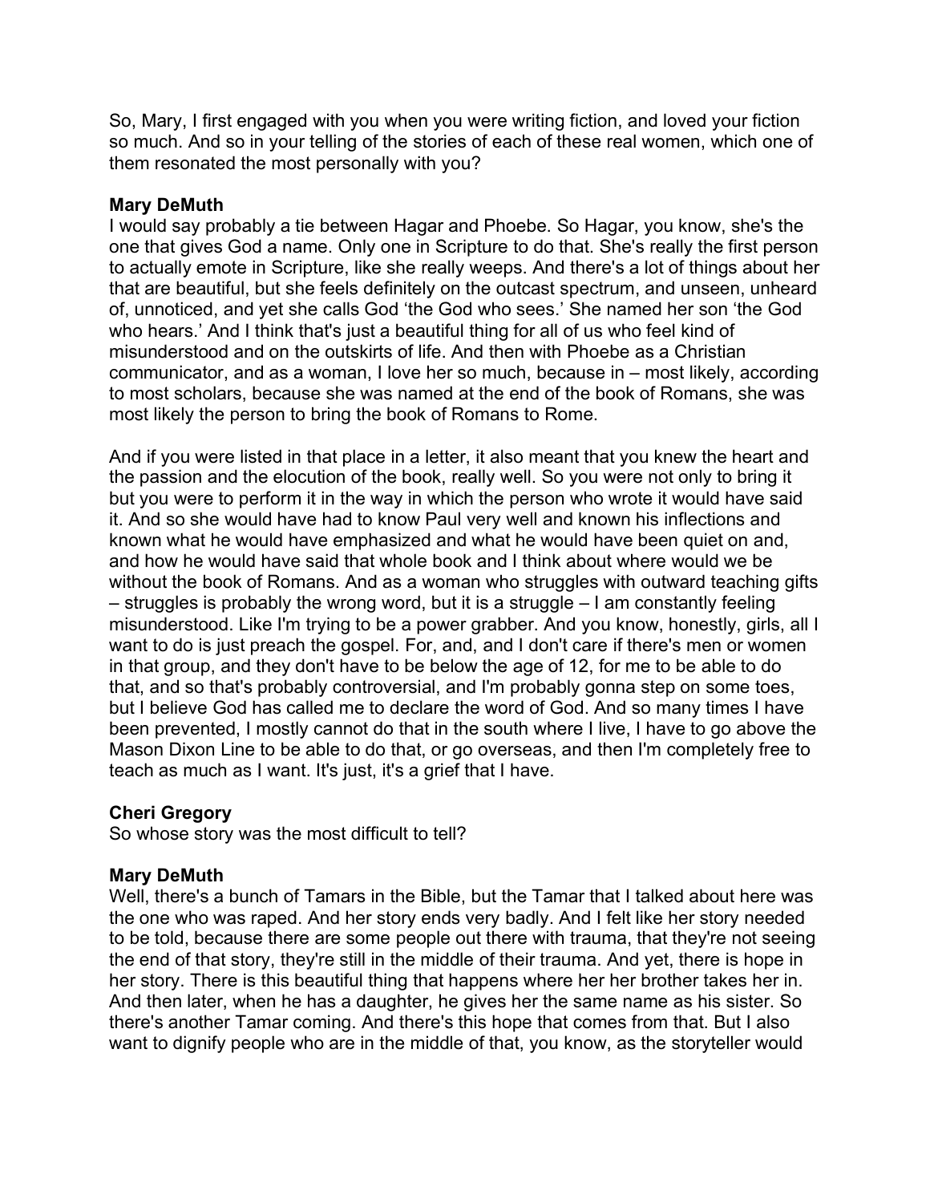So, Mary, I first engaged with you when you were writing fiction, and loved your fiction so much. And so in your telling of the stories of each of these real women, which one of them resonated the most personally with you?

**Mary DeMuth**
I would say probably a tie between Hagar and Phoebe. So Hagar, you know, she's the one that gives God a name. Only one in Scripture to do that. She's really the first person to actually emote in Scripture, like she really weeps. And there's a lot of things about her that are beautiful, but she feels definitely on the outcast spectrum, and unseen, unheard of, unnoticed, and yet she calls God 'the God who sees.' She named her son 'the God who hears.' And I think that's just a beautiful thing for all of us who feel kind of misunderstood and on the outskirts of life. And then with Phoebe as a Christian communicator, and as a woman, I love her so much, because in – most likely, according to most scholars, because she was named at the end of the book of Romans, she was most likely the person to bring the book of Romans to Rome.

And if you were listed in that place in a letter, it also meant that you knew the heart and the passion and the elocution of the book, really well. So you were not only to bring it but you were to perform it in the way in which the person who wrote it would have said it. And so she would have had to know Paul very well and known his inflections and known what he would have emphasized and what he would have been quiet on and, and how he would have said that whole book and I think about where would we be without the book of Romans. And as a woman who struggles with outward teaching gifts – struggles is probably the wrong word, but it is a struggle – I am constantly feeling misunderstood. Like I'm trying to be a power grabber. And you know, honestly, girls, all I want to do is just preach the gospel. For, and, and I don't care if there's men or women in that group, and they don't have to be below the age of 12, for me to be able to do that, and so that's probably controversial, and I'm probably gonna step on some toes, but I believe God has called me to declare the word of God. And so many times I have been prevented, I mostly cannot do that in the south where I live, I have to go above the Mason Dixon Line to be able to do that, or go overseas, and then I'm completely free to teach as much as I want. It's just, it's a grief that I have.

**Cheri Gregory**
So whose story was the most difficult to tell?

**Mary DeMuth**
Well, there's a bunch of Tamars in the Bible, but the Tamar that I talked about here was the one who was raped. And her story ends very badly. And I felt like her story needed to be told, because there are some people out there with trauma, that they're not seeing the end of that story, they're still in the middle of their trauma. And yet, there is hope in her story. There is this beautiful thing that happens where her her brother takes her in. And then later, when he has a daughter, he gives her the same name as his sister. So there's another Tamar coming. And there's this hope that comes from that. But I also want to dignify people who are in the middle of that, you know, as the storyteller would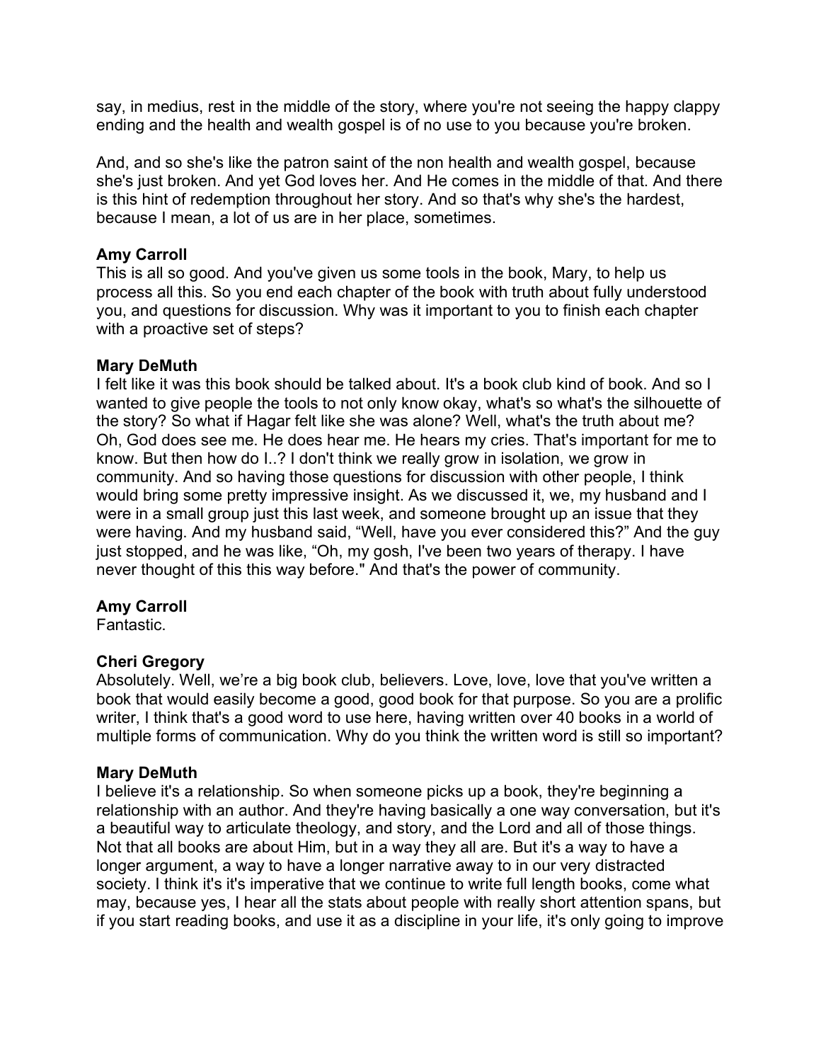say, in medius, rest in the middle of the story, where you're not seeing the happy clappy ending and the health and wealth gospel is of no use to you because you're broken.

And, and so she's like the patron saint of the non health and wealth gospel, because she's just broken. And yet God loves her. And He comes in the middle of that. And there is this hint of redemption throughout her story. And so that's why she's the hardest, because I mean, a lot of us are in her place, sometimes.

**Amy Carroll**
This is all so good. And you've given us some tools in the book, Mary, to help us process all this. So you end each chapter of the book with truth about fully understood you, and questions for discussion. Why was it important to you to finish each chapter with a proactive set of steps?

**Mary DeMuth**
I felt like it was this book should be talked about. It's a book club kind of book. And so I wanted to give people the tools to not only know okay, what's so what's the silhouette of the story? So what if Hagar felt like she was alone? Well, what's the truth about me? Oh, God does see me. He does hear me. He hears my cries. That's important for me to know. But then how do I..? I don't think we really grow in isolation, we grow in community. And so having those questions for discussion with other people, I think would bring some pretty impressive insight. As we discussed it, we, my husband and I were in a small group just this last week, and someone brought up an issue that they were having. And my husband said, "Well, have you ever considered this?" And the guy just stopped, and he was like, "Oh, my gosh, I've been two years of therapy. I have never thought of this this way before." And that's the power of community.

**Amy Carroll**
Fantastic.

**Cheri Gregory**
Absolutely. Well, we're a big book club, believers. Love, love, love that you've written a book that would easily become a good, good book for that purpose. So you are a prolific writer, I think that's a good word to use here, having written over 40 books in a world of multiple forms of communication. Why do you think the written word is still so important?

**Mary DeMuth**
I believe it's a relationship. So when someone picks up a book, they're beginning a relationship with an author. And they're having basically a one way conversation, but it's a beautiful way to articulate theology, and story, and the Lord and all of those things. Not that all books are about Him, but in a way they all are. But it's a way to have a longer argument, a way to have a longer narrative away to in our very distracted society. I think it's it's imperative that we continue to write full length books, come what may, because yes, I hear all the stats about people with really short attention spans, but if you start reading books, and use it as a discipline in your life, it's only going to improve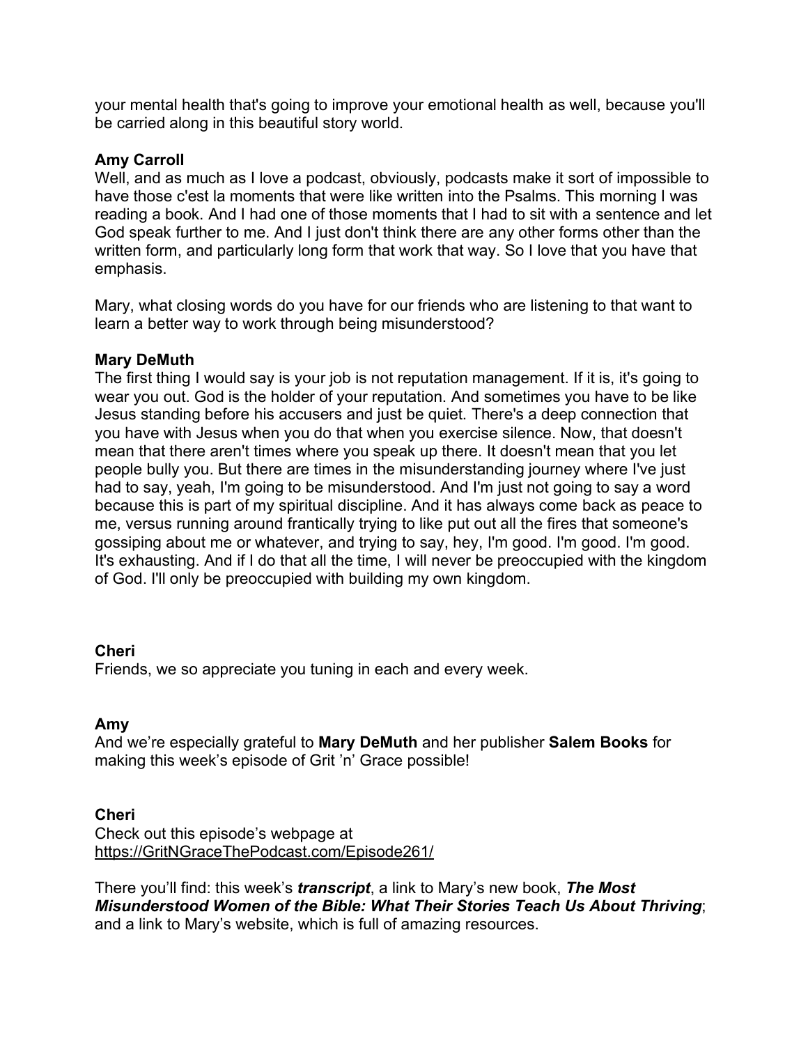your mental health that's going to improve your emotional health as well, because you'll be carried along in this beautiful story world.

**Amy Carroll**
Well, and as much as I love a podcast, obviously, podcasts make it sort of impossible to have those c'est la moments that were like written into the Psalms. This morning I was reading a book. And I had one of those moments that I had to sit with a sentence and let God speak further to me. And I just don't think there are any other forms other than the written form, and particularly long form that work that way. So I love that you have that emphasis.

Mary, what closing words do you have for our friends who are listening to that want to learn a better way to work through being misunderstood?

**Mary DeMuth**
The first thing I would say is your job is not reputation management. If it is, it's going to wear you out. God is the holder of your reputation. And sometimes you have to be like Jesus standing before his accusers and just be quiet. There's a deep connection that you have with Jesus when you do that when you exercise silence. Now, that doesn't mean that there aren't times where you speak up there. It doesn't mean that you let people bully you. But there are times in the misunderstanding journey where I've just had to say, yeah, I'm going to be misunderstood. And I'm just not going to say a word because this is part of my spiritual discipline. And it has always come back as peace to me, versus running around frantically trying to like put out all the fires that someone's gossiping about me or whatever, and trying to say, hey, I'm good. I'm good. I'm good. It's exhausting. And if I do that all the time, I will never be preoccupied with the kingdom of God. I'll only be preoccupied with building my own kingdom.

**Cheri**
Friends, we so appreciate you tuning in each and every week.

**Amy**
And we're especially grateful to **Mary DeMuth** and her publisher **Salem Books** for making this week's episode of Grit 'n' Grace possible!

**Cheri**
Check out this episode's webpage at https://GritNGraceThePodcast.com/Episode261/

There you'll find: this week's ***transcript***, a link to Mary's new book, ***The Most Misunderstood Women of the Bible: What Their Stories Teach Us About Thriving***; and a link to Mary's website, which is full of amazing resources.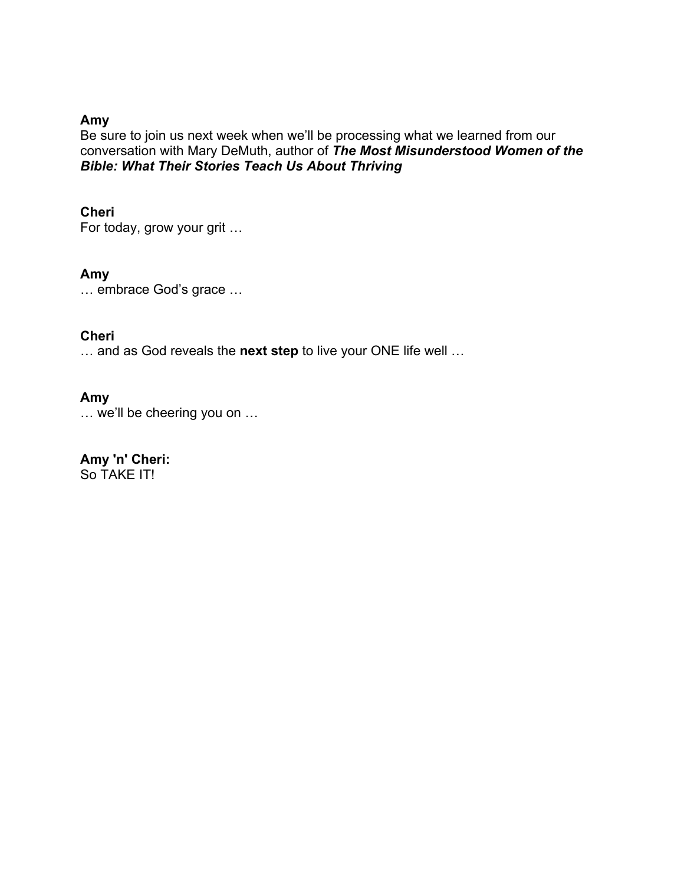**Amy**
Be sure to join us next week when we'll be processing what we learned from our conversation with Mary DeMuth, author of ***The Most Misunderstood Women of the Bible: What Their Stories Teach Us About Thriving***

**Cheri**
For today, grow your grit …

**Amy**
… embrace God's grace …

**Cheri**
… and as God reveals the **next step** to live your ONE life well …

**Amy**
… we'll be cheering you on …

**Amy 'n' Cheri:**
So TAKE IT!